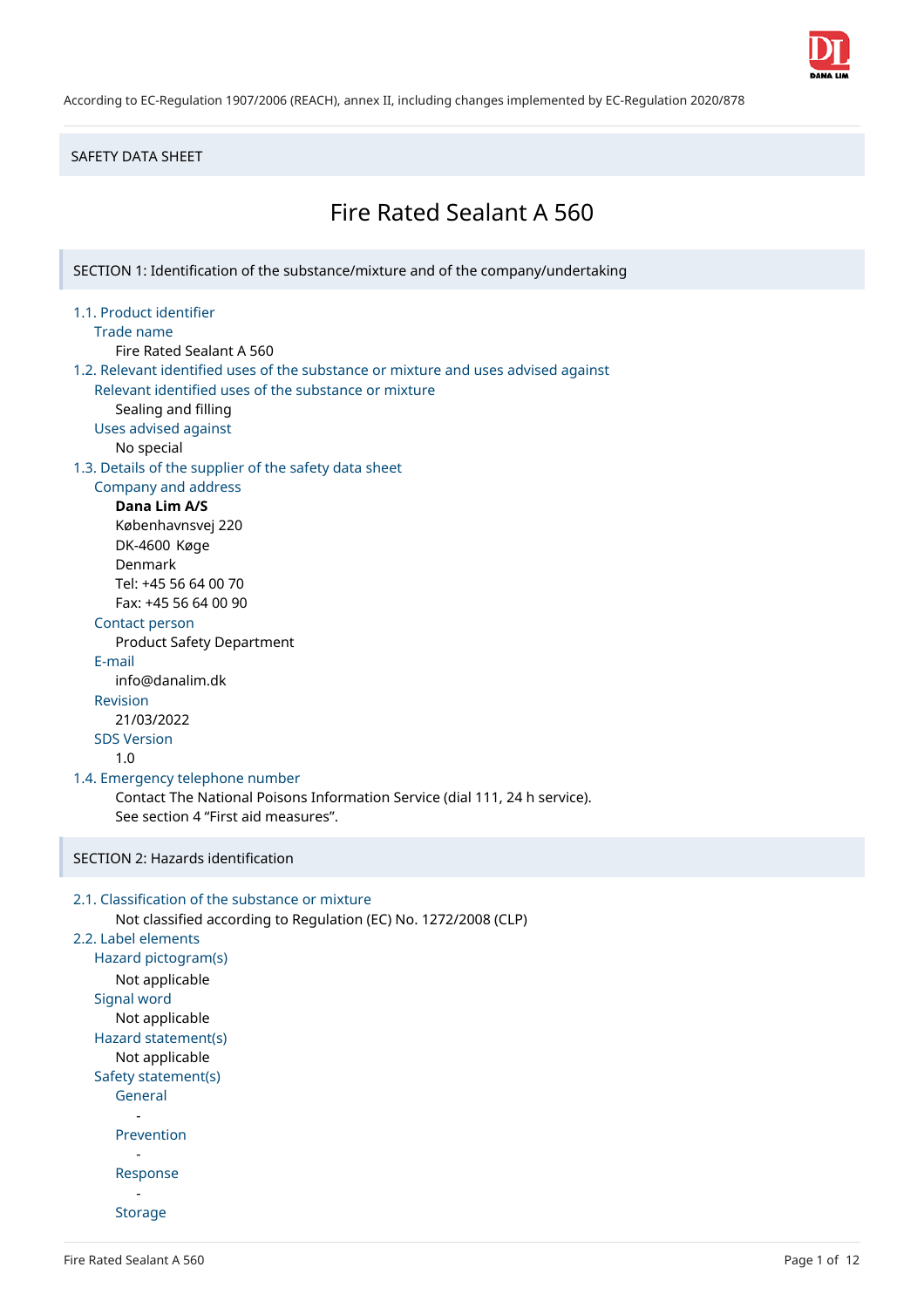According to EC-Regulation 1907/2006 (REACH), annex II, including changes implemented by EC-Regulation 2020/878

SAFETY DATA SHEET

# Fire Rated Sealant A 560

## SECTION 1: Identification of the substance/mixture and of the company/undertaking

### 1.1. Product identifier

**Trade name**

Fire Rated Sealant A 560

### 1.2. Relevant identified uses of the substance or mixture and uses advised against

**Relevant identified uses of the substance or mixture**

Sealing and filling

**Uses advised against**

No special

### 1.3. Details of the supplier of the safety data sheet

**Company and address**

**Dana Lim A/S**
Københavnsvej 220
DK-4600 Køge
Denmark
Tel: +45 56 64 00 70
Fax: +45 56 64 00 90

**Contact person**

Product Safety Department

**E-mail**

info@danalim.dk

**Revision**

21/03/2022

**SDS Version**

1.0

### 1.4. Emergency telephone number

Contact The National Poisons Information Service (dial 111, 24 h service).
See section 4 "First aid measures".

## SECTION 2: Hazards identification

### 2.1. Classification of the substance or mixture

Not classified according to Regulation (EC) No. 1272/2008 (CLP)

### 2.2. Label elements

**Hazard pictogram(s)**

Not applicable

**Signal word**

Not applicable

**Hazard statement(s)**

Not applicable

**Safety statement(s)**

General

-

Prevention

-

Response

-

Storage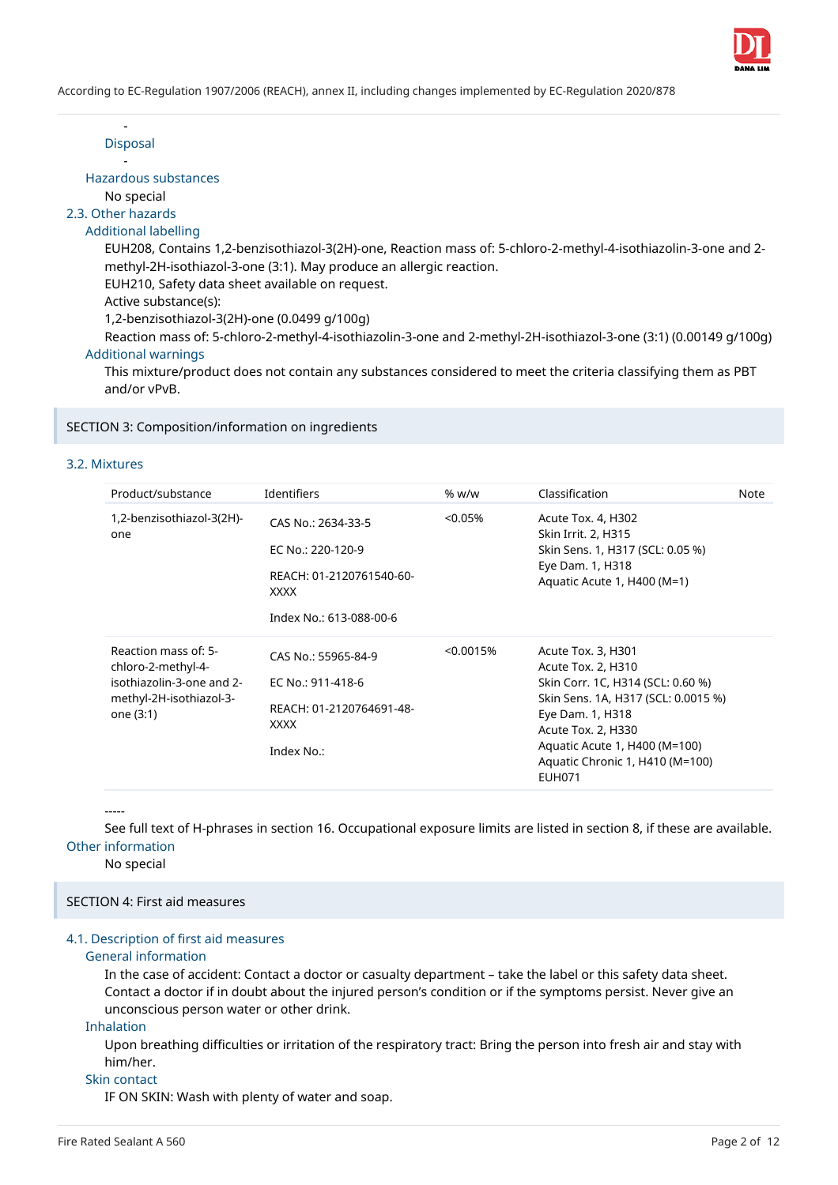-

Disposal

-

Hazardous substances

No special

## 2.3. Other hazards

### Additional labelling

EUH208, Contains 1,2-benzisothiazol-3(2H)-one, Reaction mass of: 5-chloro-2-methyl-4-isothiazolin-3-one and 2-methyl-2H-isothiazol-3-one (3:1). May produce an allergic reaction.
EUH210, Safety data sheet available on request.
Active substance(s):
1,2-benzisothiazol-3(2H)-one (0.0499 g/100g)
Reaction mass of: 5-chloro-2-methyl-4-isothiazolin-3-one and 2-methyl-2H-isothiazol-3-one (3:1) (0.00149 g/100g)

### Additional warnings

This mixture/product does not contain any substances considered to meet the criteria classifying them as PBT and/or vPvB.

# SECTION 3: Composition/information on ingredients

## 3.2. Mixtures

| Product/substance | Identifiers | % w/w | Classification | Note |
|---|---|---|---|---|
| 1,2-benzisothiazol-3(2H)-one | CAS No.: 2634-33-5<br><br>EC No.: 220-120-9<br><br>REACH: 01-2120761540-60-XXXX<br><br>Index No.: 613-088-00-6 | <0.05% | Acute Tox. 4, H302<br>Skin Irrit. 2, H315<br>Skin Sens. 1, H317 (SCL: 0.05 %)<br>Eye Dam. 1, H318<br>Aquatic Acute 1, H400 (M=1) | |
| Reaction mass of: 5-chloro-2-methyl-4-isothiazolin-3-one and 2-methyl-2H-isothiazol-3-one (3:1) | CAS No.: 55965-84-9<br><br>EC No.: 911-418-6<br><br>REACH: 01-2120764691-48-XXXX<br><br>Index No.: | <0.0015% | Acute Tox. 3, H301<br>Acute Tox. 2, H310<br>Skin Corr. 1C, H314 (SCL: 0.60 %)<br>Skin Sens. 1A, H317 (SCL: 0.0015 %)<br>Eye Dam. 1, H318<br>Acute Tox. 2, H330<br>Aquatic Acute 1, H400 (M=100)<br>Aquatic Chronic 1, H410 (M=100)<br>EUH071 | |

-----

See full text of H-phrases in section 16. Occupational exposure limits are listed in section 8, if these are available.

### Other information

No special

# SECTION 4: First aid measures

## 4.1. Description of first aid measures

### General information

In the case of accident: Contact a doctor or casualty department – take the label or this safety data sheet. Contact a doctor if in doubt about the injured person's condition or if the symptoms persist. Never give an unconscious person water or other drink.

### Inhalation

Upon breathing difficulties or irritation of the respiratory tract: Bring the person into fresh air and stay with him/her.

### Skin contact

IF ON SKIN: Wash with plenty of water and soap.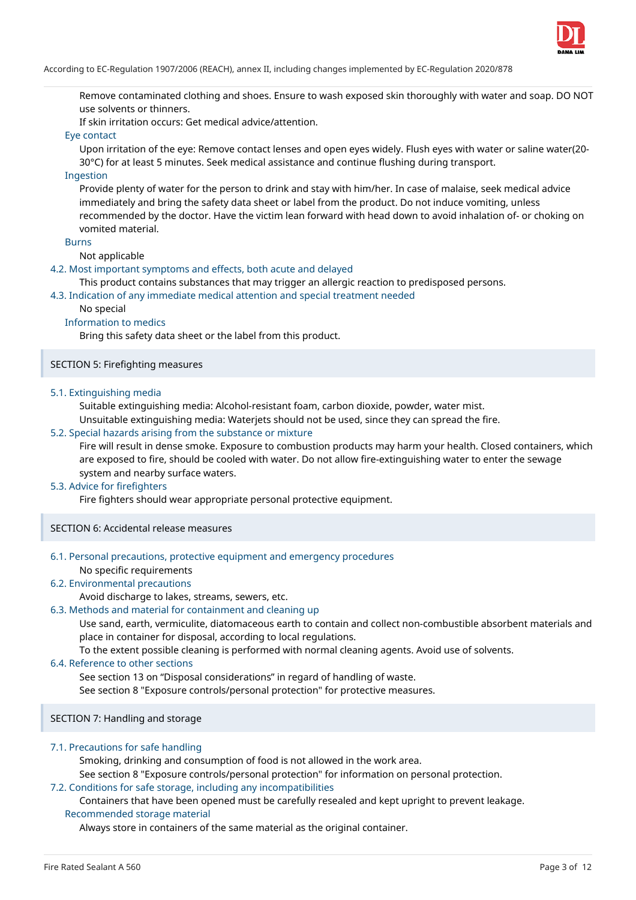Remove contaminated clothing and shoes. Ensure to wash exposed skin thoroughly with water and soap. DO NOT use solvents or thinners.

If skin irritation occurs: Get medical advice/attention.

#### Eye contact

Upon irritation of the eye: Remove contact lenses and open eyes widely. Flush eyes with water or saline water(20-30°C) for at least 5 minutes. Seek medical assistance and continue flushing during transport.

#### Ingestion

Provide plenty of water for the person to drink and stay with him/her. In case of malaise, seek medical advice immediately and bring the safety data sheet or label from the product. Do not induce vomiting, unless recommended by the doctor. Have the victim lean forward with head down to avoid inhalation of- or choking on vomited material.

#### Burns

Not applicable

### 4.2. Most important symptoms and effects, both acute and delayed

This product contains substances that may trigger an allergic reaction to predisposed persons.

### 4.3. Indication of any immediate medical attention and special treatment needed

No special

#### Information to medics

Bring this safety data sheet or the label from this product.

## SECTION 5: Firefighting measures

### 5.1. Extinguishing media

Suitable extinguishing media: Alcohol-resistant foam, carbon dioxide, powder, water mist.

Unsuitable extinguishing media: Waterjets should not be used, since they can spread the fire.

### 5.2. Special hazards arising from the substance or mixture

Fire will result in dense smoke. Exposure to combustion products may harm your health. Closed containers, which are exposed to fire, should be cooled with water. Do not allow fire-extinguishing water to enter the sewage system and nearby surface waters.

### 5.3. Advice for firefighters

Fire fighters should wear appropriate personal protective equipment.

## SECTION 6: Accidental release measures

### 6.1. Personal precautions, protective equipment and emergency procedures

No specific requirements

### 6.2. Environmental precautions

Avoid discharge to lakes, streams, sewers, etc.

### 6.3. Methods and material for containment and cleaning up

Use sand, earth, vermiculite, diatomaceous earth to contain and collect non-combustible absorbent materials and place in container for disposal, according to local regulations.

To the extent possible cleaning is performed with normal cleaning agents. Avoid use of solvents.

### 6.4. Reference to other sections

See section 13 on "Disposal considerations" in regard of handling of waste.

See section 8 "Exposure controls/personal protection" for protective measures.

## SECTION 7: Handling and storage

### 7.1. Precautions for safe handling

Smoking, drinking and consumption of food is not allowed in the work area.

See section 8 "Exposure controls/personal protection" for information on personal protection.

### 7.2. Conditions for safe storage, including any incompatibilities

Containers that have been opened must be carefully resealed and kept upright to prevent leakage.

#### Recommended storage material

Always store in containers of the same material as the original container.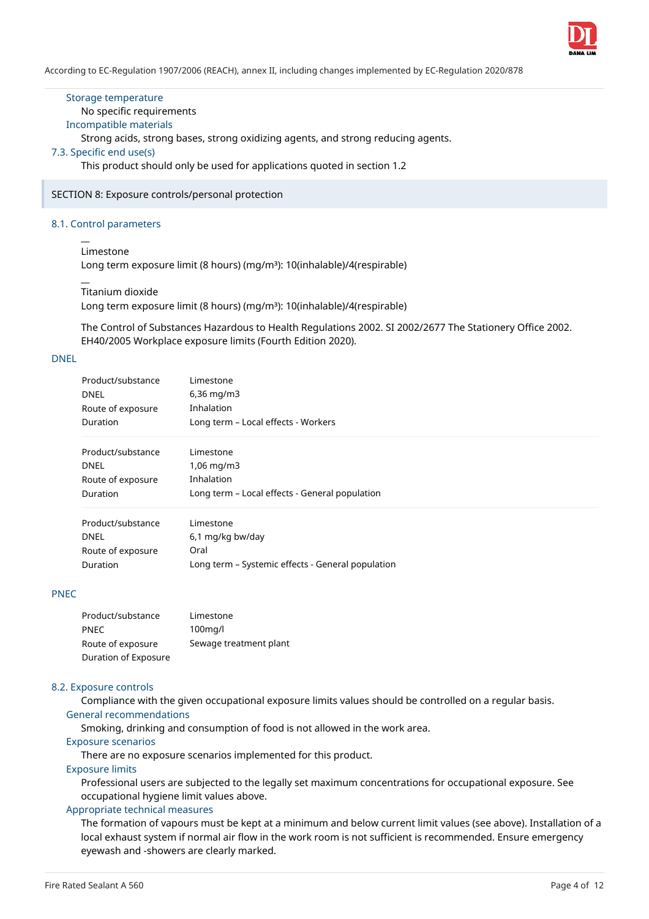### Storage temperature

No specific requirements

### Incompatible materials

Strong acids, strong bases, strong oxidizing agents, and strong reducing agents.

## 7.3. Specific end use(s)

This product should only be used for applications quoted in section 1.2

# SECTION 8: Exposure controls/personal protection

## 8.1. Control parameters

—
Limestone
Long term exposure limit (8 hours) (mg/m³): 10(inhalable)/4(respirable)

—
Titanium dioxide
Long term exposure limit (8 hours) (mg/m³): 10(inhalable)/4(respirable)

The Control of Substances Hazardous to Health Regulations 2002. SI 2002/2677 The Stationery Office 2002. EH40/2005 Workplace exposure limits (Fourth Edition 2020).

### DNEL

| | |
|---|---|
| Product/substance | Limestone |
| DNEL | 6,36 mg/m3 |
| Route of exposure | Inhalation |
| Duration | Long term – Local effects - Workers |

| | |
|---|---|
| Product/substance | Limestone |
| DNEL | 1,06 mg/m3 |
| Route of exposure | Inhalation |
| Duration | Long term – Local effects - General population |

| | |
|---|---|
| Product/substance | Limestone |
| DNEL | 6,1 mg/kg bw/day |
| Route of exposure | Oral |
| Duration | Long term – Systemic effects - General population |

### PNEC

| | |
|---|---|
| Product/substance | Limestone |
| PNEC | 100mg/l |
| Route of exposure | Sewage treatment plant |
| Duration of Exposure | |

## 8.2. Exposure controls

Compliance with the given occupational exposure limits values should be controlled on a regular basis.

### General recommendations

Smoking, drinking and consumption of food is not allowed in the work area.

### Exposure scenarios

There are no exposure scenarios implemented for this product.

### Exposure limits

Professional users are subjected to the legally set maximum concentrations for occupational exposure. See occupational hygiene limit values above.

### Appropriate technical measures

The formation of vapours must be kept at a minimum and below current limit values (see above). Installation of a local exhaust system if normal air flow in the work room is not sufficient is recommended. Ensure emergency eyewash and -showers are clearly marked.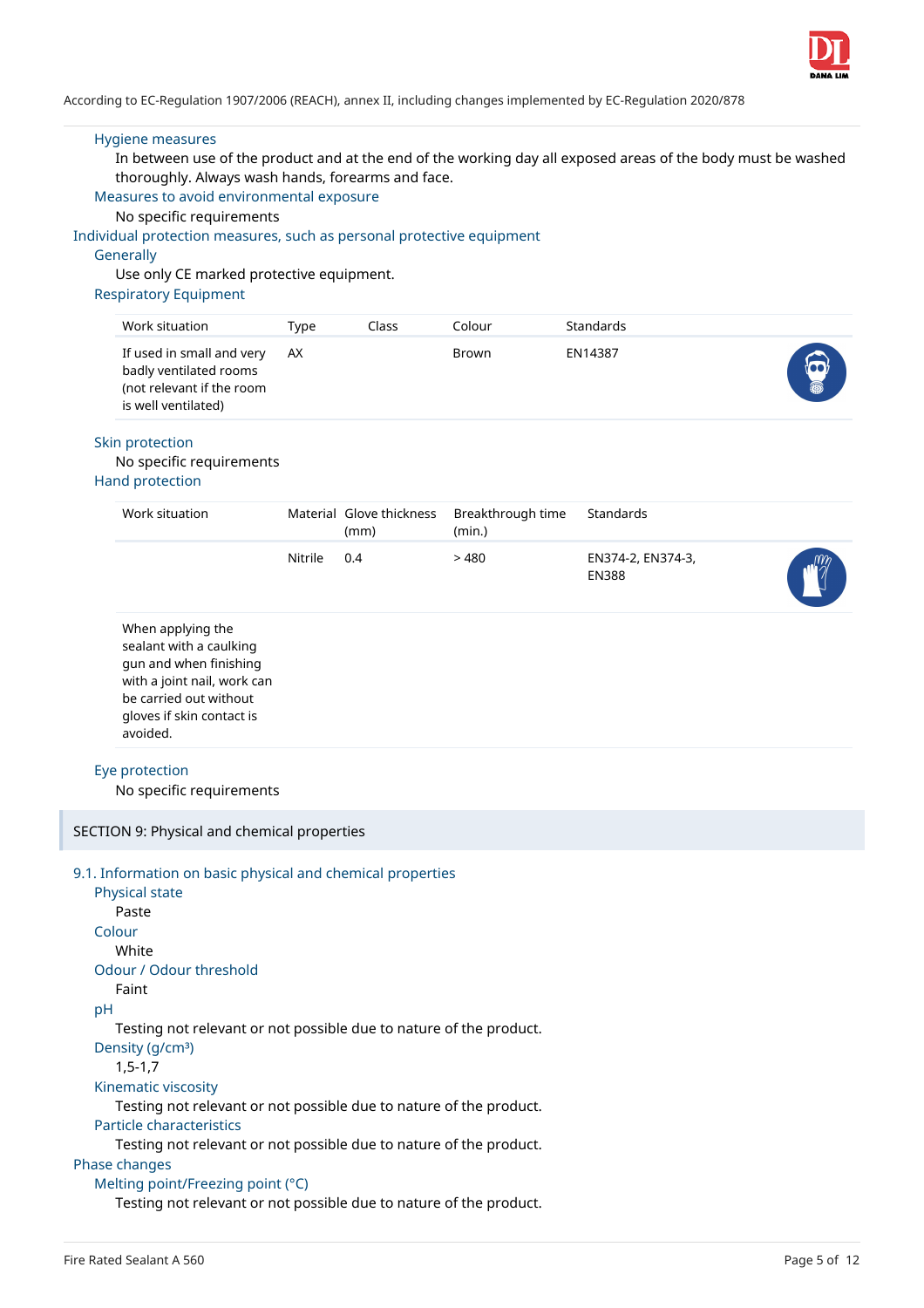According to EC-Regulation 1907/2006 (REACH), annex II, including changes implemented by EC-Regulation 2020/878

### Hygiene measures

In between use of the product and at the end of the working day all exposed areas of the body must be washed thoroughly. Always wash hands, forearms and face.

### Measures to avoid environmental exposure

No specific requirements

## Individual protection measures, such as personal protective equipment

### Generally

Use only CE marked protective equipment.

### Respiratory Equipment

| Work situation | Type | Class | Colour | Standards |
|---|---|---|---|---|
| If used in small and very badly ventilated rooms (not relevant if the room is well ventilated) | AX | | Brown | EN14387 |

### Skin protection

No specific requirements

### Hand protection

| Work situation | Material | Glove thickness (mm) | Breakthrough time (min.) | Standards |
|---|---|---|---|---|
| | Nitrile | 0.4 | > 480 | EN374-2, EN374-3, EN388 |
| When applying the sealant with a caulking gun and when finishing with a joint nail, work can be carried out without gloves if skin contact is avoided. | | | | |

### Eye protection

No specific requirements

# SECTION 9: Physical and chemical properties

## 9.1. Information on basic physical and chemical properties

### Physical state

Paste

### Colour

White

### Odour / Odour threshold

Faint

### pH

Testing not relevant or not possible due to nature of the product.

### Density (g/cm³)

1,5-1,7

### Kinematic viscosity

Testing not relevant or not possible due to nature of the product.

### Particle characteristics

Testing not relevant or not possible due to nature of the product.

## Phase changes

### Melting point/Freezing point (°C)

Testing not relevant or not possible due to nature of the product.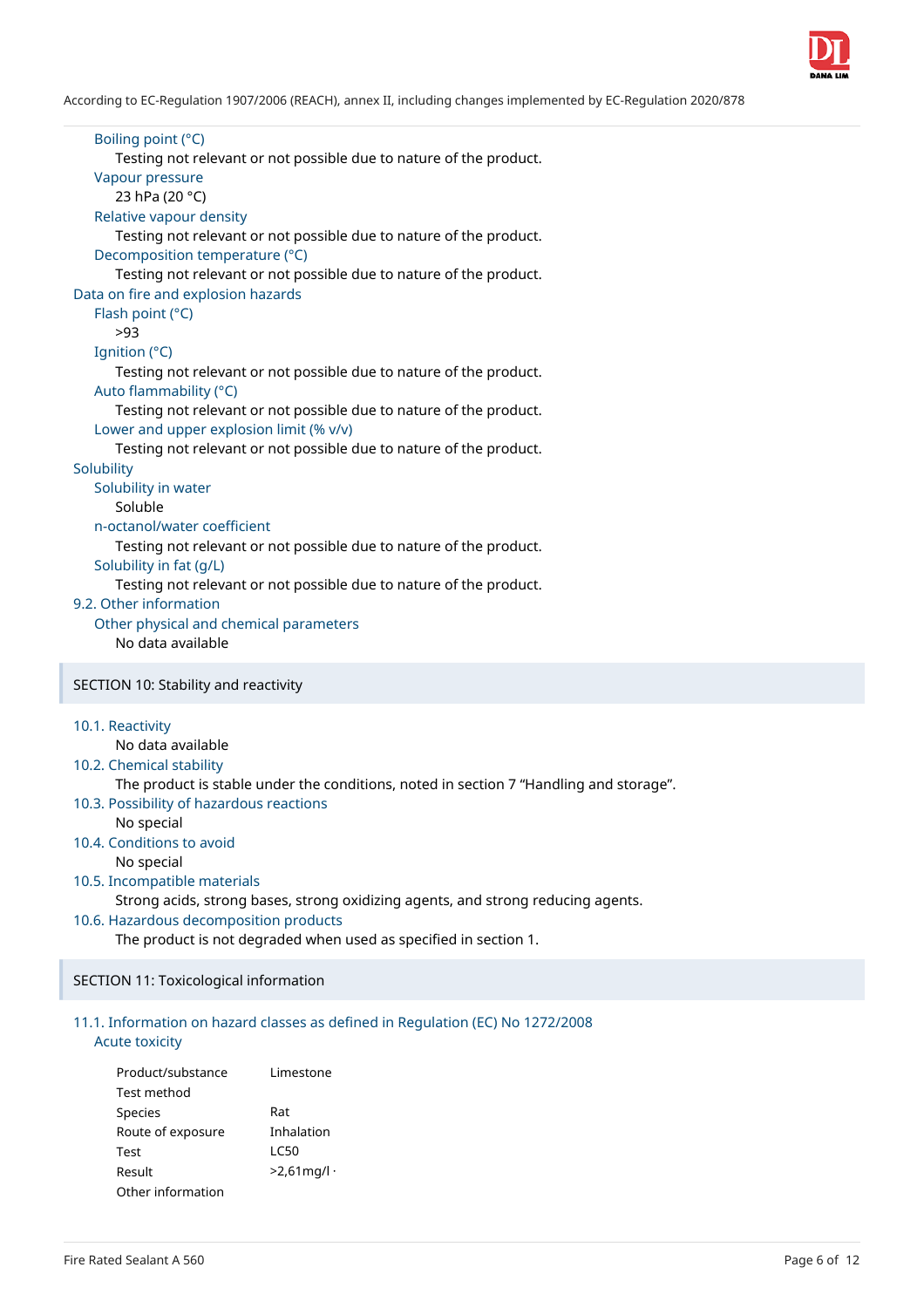Boiling point (°C)

Testing not relevant or not possible due to nature of the product.

Vapour pressure

23 hPa (20 °C)

Relative vapour density

Testing not relevant or not possible due to nature of the product.

Decomposition temperature (°C)

Testing not relevant or not possible due to nature of the product.

Data on fire and explosion hazards

Flash point (°C)

>93

Ignition (°C)

Testing not relevant or not possible due to nature of the product.

Auto flammability (°C)

Testing not relevant or not possible due to nature of the product.

Lower and upper explosion limit (% v/v)

Testing not relevant or not possible due to nature of the product.

Solubility

Solubility in water

Soluble

n-octanol/water coefficient

Testing not relevant or not possible due to nature of the product.

Solubility in fat (g/L)

Testing not relevant or not possible due to nature of the product.

9.2. Other information

Other physical and chemical parameters

No data available

## SECTION 10: Stability and reactivity

10.1. Reactivity

No data available

10.2. Chemical stability

The product is stable under the conditions, noted in section 7 “Handling and storage”.

10.3. Possibility of hazardous reactions

No special

10.4. Conditions to avoid

No special

10.5. Incompatible materials

Strong acids, strong bases, strong oxidizing agents, and strong reducing agents.

10.6. Hazardous decomposition products

The product is not degraded when used as specified in section 1.

## SECTION 11: Toxicological information

11.1. Information on hazard classes as defined in Regulation (EC) No 1272/2008

Acute toxicity

| | |
|---|---|
| Product/substance | Limestone |
| Test method | |
| Species | Rat |
| Route of exposure | Inhalation |
| Test | LC50 |
| Result | >2,61mg/l · |
| Other information | |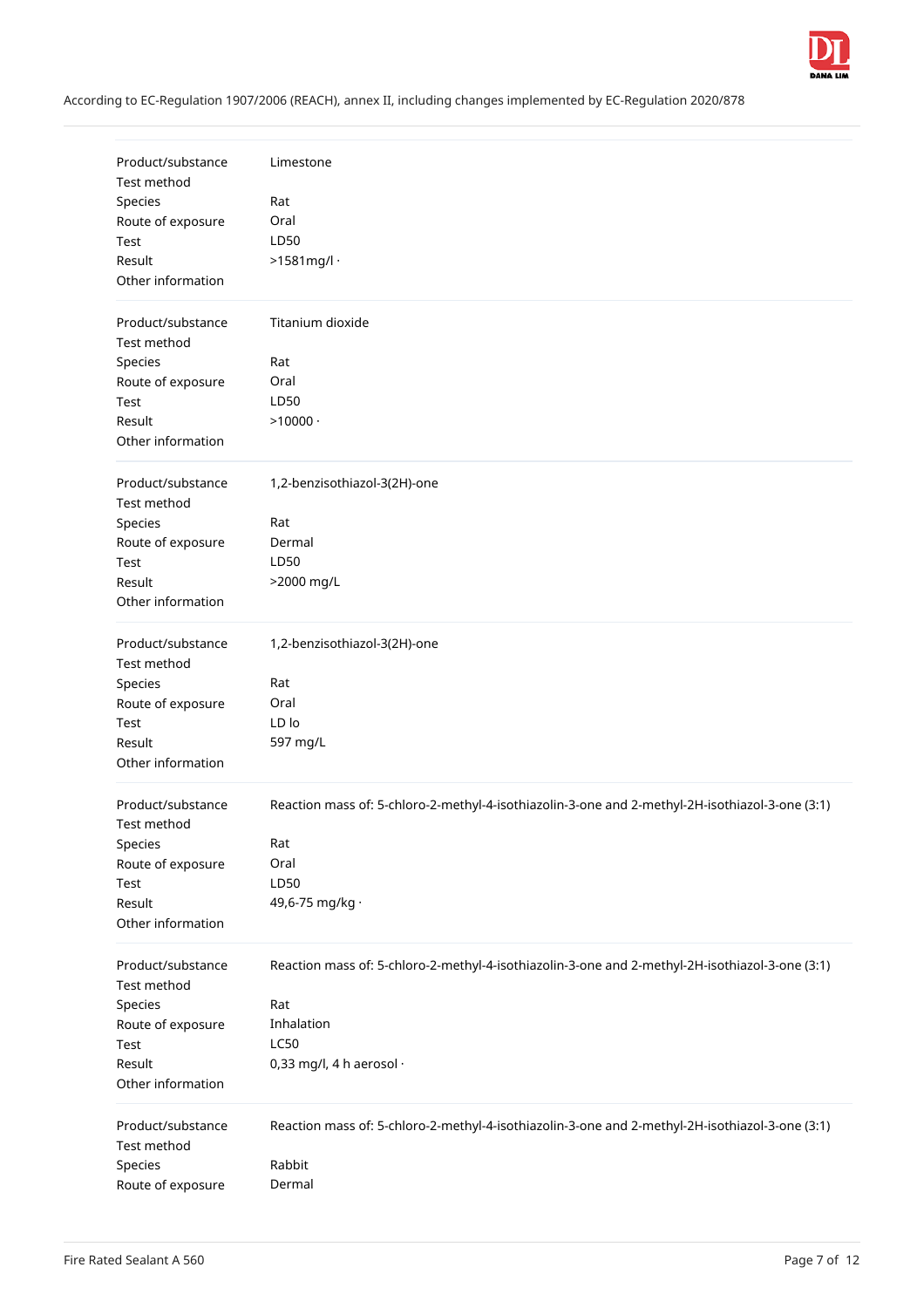| | |
|---|---|
| Product/substance | Limestone |
| Test method | |
| Species | Rat |
| Route of exposure | Oral |
| Test | LD50 |
| Result | >1581mg/l · |
| Other information | |

| | |
|---|---|
| Product/substance | Titanium dioxide |
| Test method | |
| Species | Rat |
| Route of exposure | Oral |
| Test | LD50 |
| Result | >10000 · |
| Other information | |

| | |
|---|---|
| Product/substance | 1,2-benzisothiazol-3(2H)-one |
| Test method | |
| Species | Rat |
| Route of exposure | Dermal |
| Test | LD50 |
| Result | >2000 mg/L |
| Other information | |

| | |
|---|---|
| Product/substance | 1,2-benzisothiazol-3(2H)-one |
| Test method | |
| Species | Rat |
| Route of exposure | Oral |
| Test | LD lo |
| Result | 597 mg/L |
| Other information | |

| | |
|---|---|
| Product/substance | Reaction mass of: 5-chloro-2-methyl-4-isothiazolin-3-one and 2-methyl-2H-isothiazol-3-one (3:1) |
| Test method | |
| Species | Rat |
| Route of exposure | Oral |
| Test | LD50 |
| Result | 49,6-75 mg/kg · |
| Other information | |

| | |
|---|---|
| Product/substance | Reaction mass of: 5-chloro-2-methyl-4-isothiazolin-3-one and 2-methyl-2H-isothiazol-3-one (3:1) |
| Test method | |
| Species | Rat |
| Route of exposure | Inhalation |
| Test | LC50 |
| Result | 0,33 mg/l, 4 h aerosol · |
| Other information | |

| | |
|---|---|
| Product/substance | Reaction mass of: 5-chloro-2-methyl-4-isothiazolin-3-one and 2-methyl-2H-isothiazol-3-one (3:1) |
| Test method | |
| Species | Rabbit |
| Route of exposure | Dermal |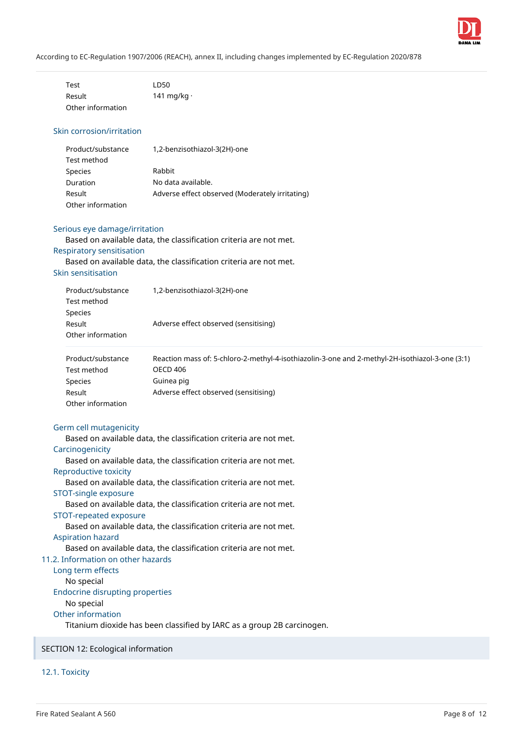| | |
|---|---|
| Test | LD50 |
| Result | 141 mg/kg · |
| Other information | |

### Skin corrosion/irritation

| | |
|---|---|
| Product/substance | 1,2-benzisothiazol-3(2H)-one |
| Test method | |
| Species | Rabbit |
| Duration | No data available. |
| Result | Adverse effect observed (Moderately irritating) |
| Other information | |

### Serious eye damage/irritation

Based on available data, the classification criteria are not met.

### Respiratory sensitisation

Based on available data, the classification criteria are not met.

### Skin sensitisation

| | |
|---|---|
| Product/substance | 1,2-benzisothiazol-3(2H)-one |
| Test method | |
| Species | |
| Result | Adverse effect observed (sensitising) |
| Other information | |

| | |
|---|---|
| Product/substance | Reaction mass of: 5-chloro-2-methyl-4-isothiazolin-3-one and 2-methyl-2H-isothiazol-3-one (3:1) |
| Test method | OECD 406 |
| Species | Guinea pig |
| Result | Adverse effect observed (sensitising) |
| Other information | |

### Germ cell mutagenicity

Based on available data, the classification criteria are not met.

### Carcinogenicity

Based on available data, the classification criteria are not met.

### Reproductive toxicity

Based on available data, the classification criteria are not met.

### STOT-single exposure

Based on available data, the classification criteria are not met.

### STOT-repeated exposure

Based on available data, the classification criteria are not met.

### Aspiration hazard

Based on available data, the classification criteria are not met.

## 11.2. Information on other hazards

### Long term effects

No special

### Endocrine disrupting properties

No special

### Other information

Titanium dioxide has been classified by IARC as a group 2B carcinogen.

# SECTION 12: Ecological information

## 12.1. Toxicity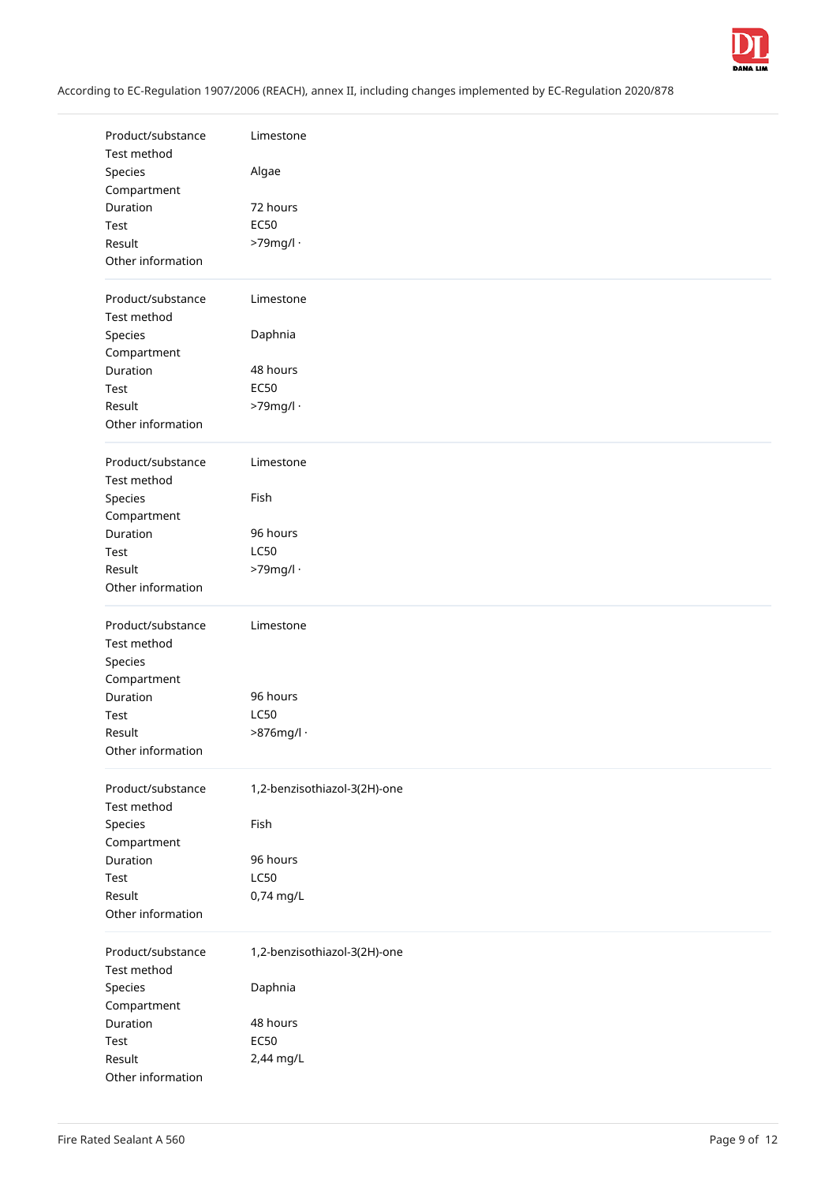| Product/substance | Limestone |
|---|---|
| Test method | |
| Species | Algae |
| Compartment | |
| Duration | 72 hours |
| Test | EC50 |
| Result | >79mg/l · |
| Other information | |

| Product/substance | Limestone |
|---|---|
| Test method | |
| Species | Daphnia |
| Compartment | |
| Duration | 48 hours |
| Test | EC50 |
| Result | >79mg/l · |
| Other information | |

| Product/substance | Limestone |
|---|---|
| Test method | |
| Species | Fish |
| Compartment | |
| Duration | 96 hours |
| Test | LC50 |
| Result | >79mg/l · |
| Other information | |

| Product/substance | Limestone |
|---|---|
| Test method | |
| Species | |
| Compartment | |
| Duration | 96 hours |
| Test | LC50 |
| Result | >876mg/l · |
| Other information | |

| Product/substance | 1,2-benzisothiazol-3(2H)-one |
|---|---|
| Test method | |
| Species | Fish |
| Compartment | |
| Duration | 96 hours |
| Test | LC50 |
| Result | 0,74 mg/L |
| Other information | |

| Product/substance | 1,2-benzisothiazol-3(2H)-one |
|---|---|
| Test method | |
| Species | Daphnia |
| Compartment | |
| Duration | 48 hours |
| Test | EC50 |
| Result | 2,44 mg/L |
| Other information | |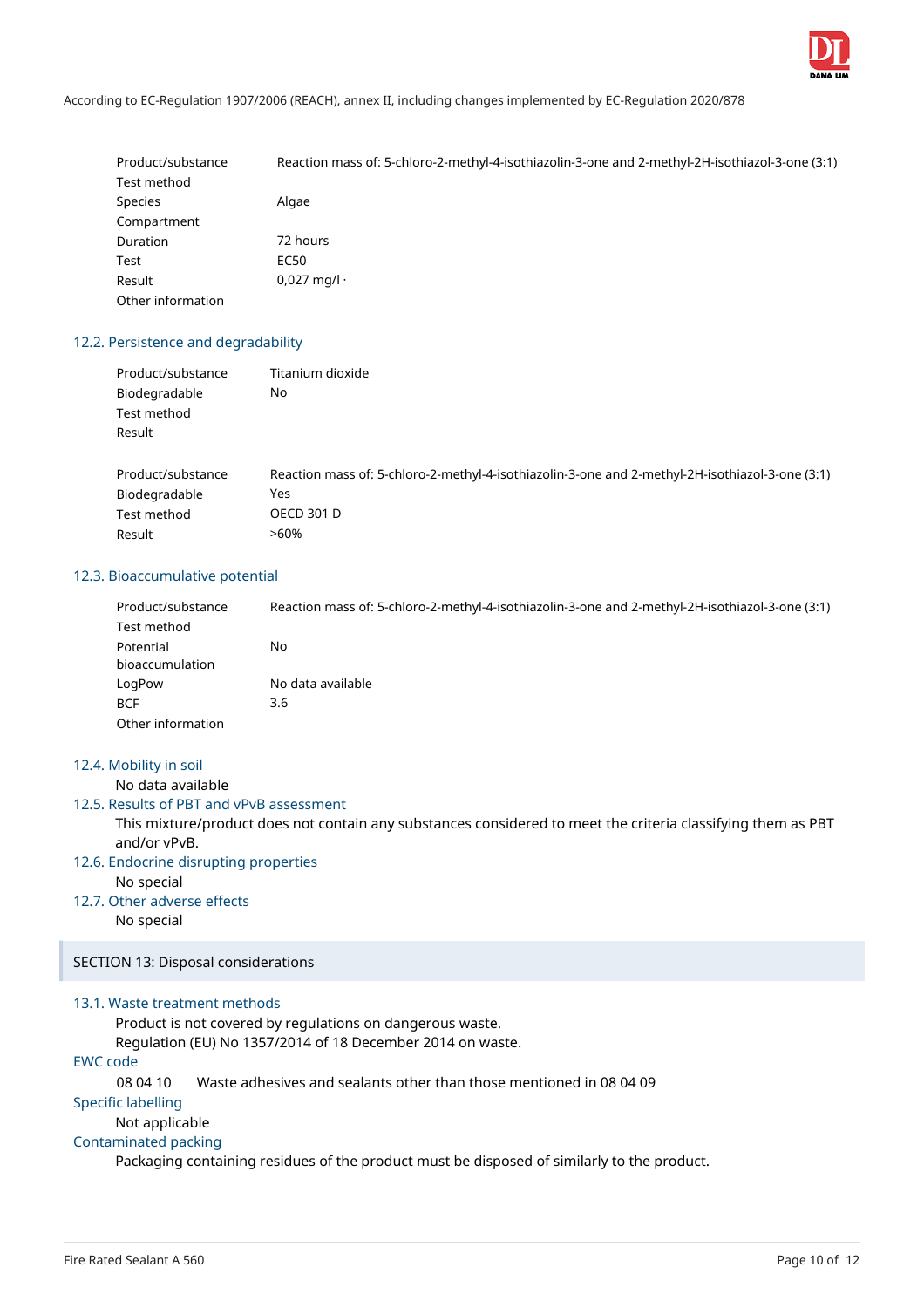| | |
|---|---|
| Product/substance | Reaction mass of: 5-chloro-2-methyl-4-isothiazolin-3-one and 2-methyl-2H-isothiazol-3-one (3:1) |
| Test method | |
| Species | Algae |
| Compartment | |
| Duration | 72 hours |
| Test | EC50 |
| Result | 0,027 mg/l · |
| Other information | |

### 12.2. Persistence and degradability

| | |
|---|---|
| Product/substance | Titanium dioxide |
| Biodegradable | No |
| Test method | |
| Result | |

| | |
|---|---|
| Product/substance | Reaction mass of: 5-chloro-2-methyl-4-isothiazolin-3-one and 2-methyl-2H-isothiazol-3-one (3:1) |
| Biodegradable | Yes |
| Test method | OECD 301 D |
| Result | >60% |

### 12.3. Bioaccumulative potential

| | |
|---|---|
| Product/substance | Reaction mass of: 5-chloro-2-methyl-4-isothiazolin-3-one and 2-methyl-2H-isothiazol-3-one (3:1) |
| Test method | |
| Potential bioaccumulation | No |
| LogPow | No data available |
| BCF | 3.6 |
| Other information | |

### 12.4. Mobility in soil

No data available

### 12.5. Results of PBT and vPvB assessment

This mixture/product does not contain any substances considered to meet the criteria classifying them as PBT and/or vPvB.

### 12.6. Endocrine disrupting properties

No special

### 12.7. Other adverse effects

No special

## SECTION 13: Disposal considerations

### 13.1. Waste treatment methods

Product is not covered by regulations on dangerous waste.
Regulation (EU) No 1357/2014 of 18 December 2014 on waste.

#### EWC code

08 04 10 Waste adhesives and sealants other than those mentioned in 08 04 09

#### Specific labelling

Not applicable

#### Contaminated packing

Packaging containing residues of the product must be disposed of similarly to the product.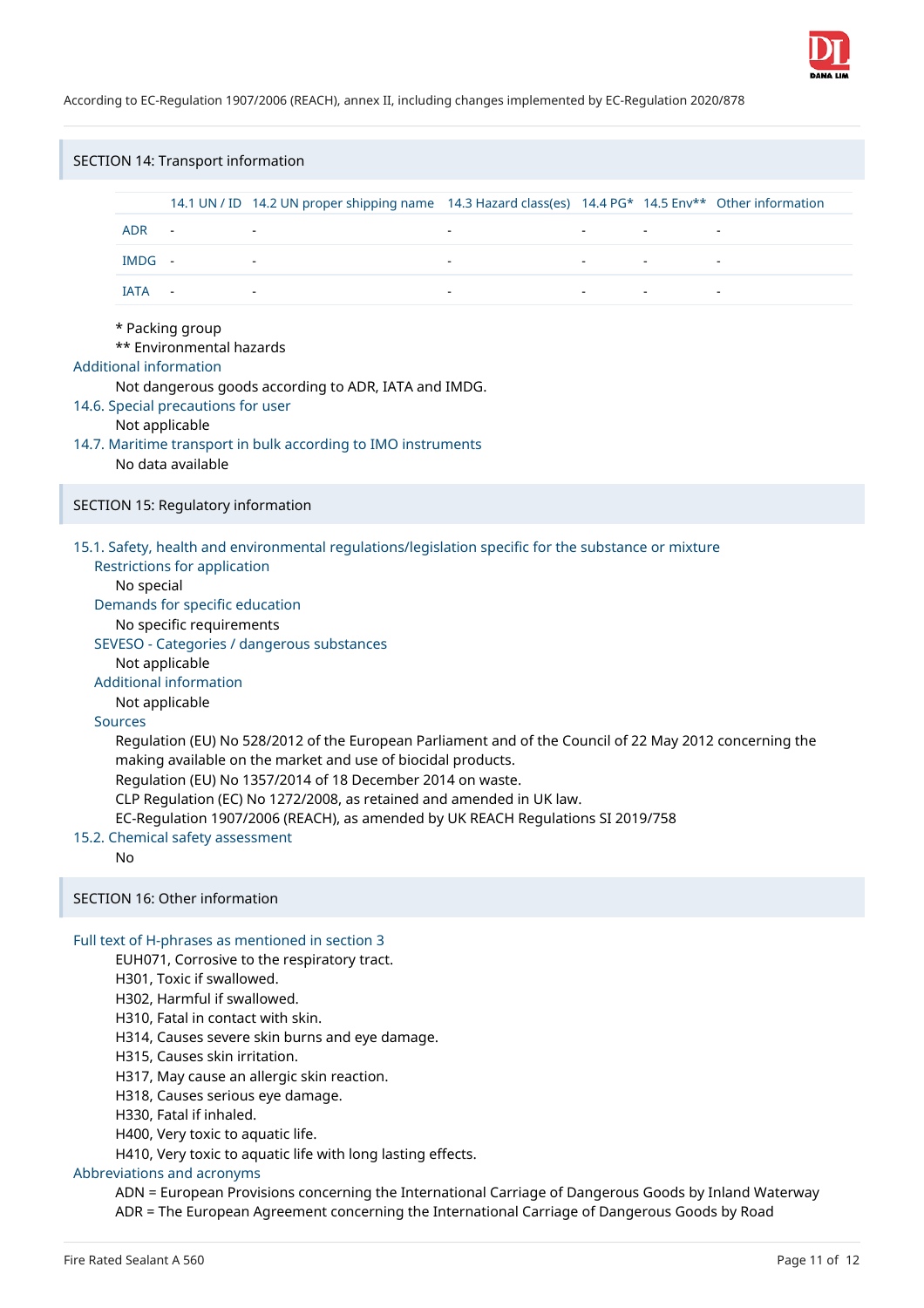## SECTION 14: Transport information

| | 14.1 UN / ID | 14.2 UN proper shipping name | 14.3 Hazard class(es) | 14.4 PG* | 14.5 Env** | Other information |
|---|---|---|---|---|---|---|
| ADR | - | - | - | - | - | - |
| IMDG | - | - | - | - | - | - |
| IATA | - | - | - | - | - | - |

\* Packing group
\*\* Environmental hazards

**Additional information**

Not dangerous goods according to ADR, IATA and IMDG.

**14.6. Special precautions for user**

Not applicable

**14.7. Maritime transport in bulk according to IMO instruments**

No data available

## SECTION 15: Regulatory information

**15.1. Safety, health and environmental regulations/legislation specific for the substance or mixture**

**Restrictions for application**

No special

**Demands for specific education**

No specific requirements

**SEVESO - Categories / dangerous substances**

Not applicable

**Additional information**

Not applicable

**Sources**

Regulation (EU) No 528/2012 of the European Parliament and of the Council of 22 May 2012 concerning the making available on the market and use of biocidal products.
Regulation (EU) No 1357/2014 of 18 December 2014 on waste.
CLP Regulation (EC) No 1272/2008, as retained and amended in UK law.
EC-Regulation 1907/2006 (REACH), as amended by UK REACH Regulations SI 2019/758

**15.2. Chemical safety assessment**

No

## SECTION 16: Other information

**Full text of H-phrases as mentioned in section 3**

EUH071, Corrosive to the respiratory tract.
H301, Toxic if swallowed.
H302, Harmful if swallowed.
H310, Fatal in contact with skin.
H314, Causes severe skin burns and eye damage.
H315, Causes skin irritation.
H317, May cause an allergic skin reaction.
H318, Causes serious eye damage.
H330, Fatal if inhaled.
H400, Very toxic to aquatic life.
H410, Very toxic to aquatic life with long lasting effects.

**Abbreviations and acronyms**

ADN = European Provisions concerning the International Carriage of Dangerous Goods by Inland Waterway
ADR = The European Agreement concerning the International Carriage of Dangerous Goods by Road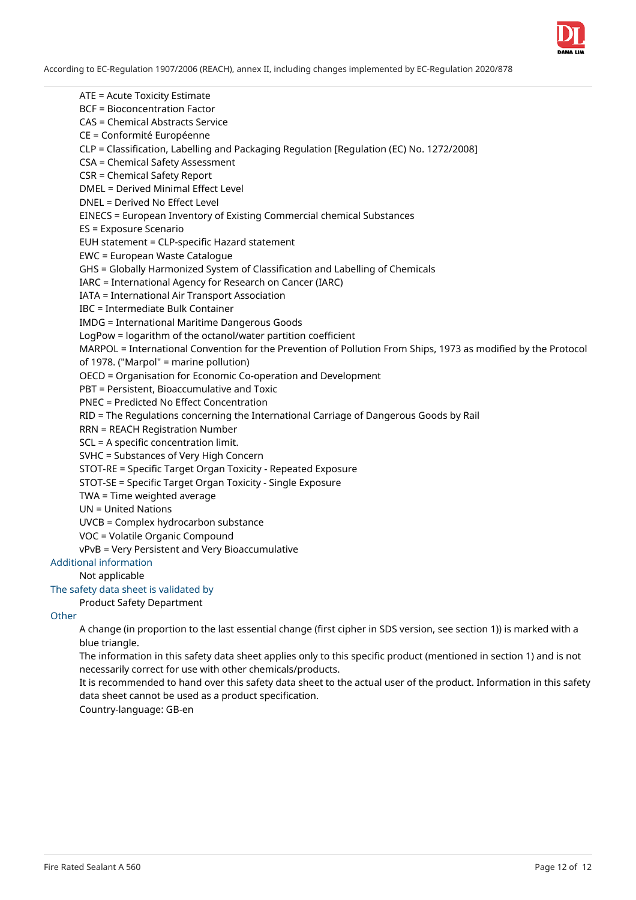ATE = Acute Toxicity Estimate
BCF = Bioconcentration Factor
CAS = Chemical Abstracts Service
CE = Conformité Européenne
CLP = Classification, Labelling and Packaging Regulation [Regulation (EC) No. 1272/2008]
CSA = Chemical Safety Assessment
CSR = Chemical Safety Report
DMEL = Derived Minimal Effect Level
DNEL = Derived No Effect Level
EINECS = European Inventory of Existing Commercial chemical Substances
ES = Exposure Scenario
EUH statement = CLP-specific Hazard statement
EWC = European Waste Catalogue
GHS = Globally Harmonized System of Classification and Labelling of Chemicals
IARC = International Agency for Research on Cancer (IARC)
IATA = International Air Transport Association
IBC = Intermediate Bulk Container
IMDG = International Maritime Dangerous Goods
LogPow = logarithm of the octanol/water partition coefficient
MARPOL = International Convention for the Prevention of Pollution From Ships, 1973 as modified by the Protocol of 1978. ("Marpol" = marine pollution)
OECD = Organisation for Economic Co-operation and Development
PBT = Persistent, Bioaccumulative and Toxic
PNEC = Predicted No Effect Concentration
RID = The Regulations concerning the International Carriage of Dangerous Goods by Rail
RRN = REACH Registration Number
SCL = A specific concentration limit.
SVHC = Substances of Very High Concern
STOT-RE = Specific Target Organ Toxicity - Repeated Exposure
STOT-SE = Specific Target Organ Toxicity - Single Exposure
TWA = Time weighted average
UN = United Nations
UVCB = Complex hydrocarbon substance
VOC = Volatile Organic Compound
vPvB = Very Persistent and Very Bioaccumulative

**Additional information**

Not applicable

**The safety data sheet is validated by**

Product Safety Department

**Other**

A change (in proportion to the last essential change (first cipher in SDS version, see section 1)) is marked with a blue triangle.
The information in this safety data sheet applies only to this specific product (mentioned in section 1) and is not necessarily correct for use with other chemicals/products.
It is recommended to hand over this safety data sheet to the actual user of the product. Information in this safety data sheet cannot be used as a product specification.
Country-language: GB-en